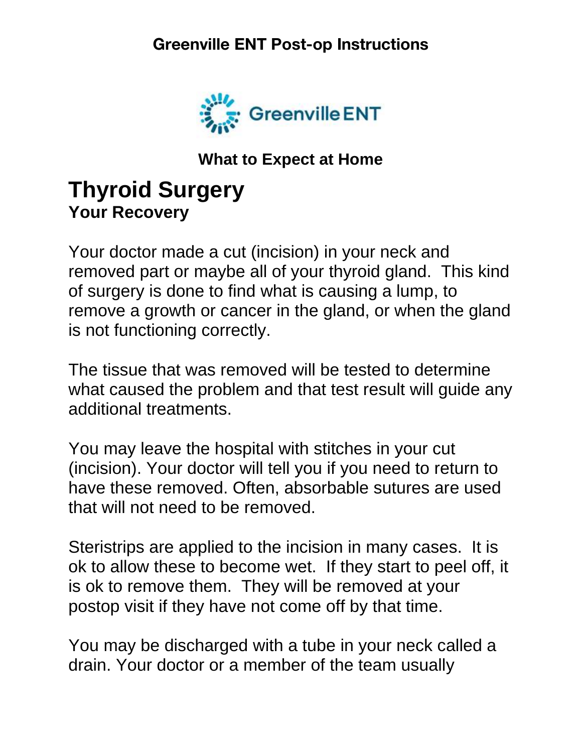**Greenville ENT Post-op Instructions**

**What to Expect at Home**

# Thyroid Surgery

## Your Recovery

Your doctor made a cut (incision) in your neck and removed part or maybe all of your thyroid gland. This kind of surgery is done to find what is causing a lump, to remove a growth or cancer in the gland, or when the gland is not functioning correctly.

The tissue that was removed will be tested to determine what caused the problem and that test result will guide any additional treatments.

You may leave the hospital with stitches in your cut (incision). Your doctor will tell you if you need to return to have these removed. Often, absorbable sutures are used that will not need to be removed.

Steristrips are applied to the incision in many cases. It is ok to allow these to become wet. If they start to peel off, it is ok to remove them. They will be removed at your postop visit if they have not come off by that time.

You may be discharged with a tube in your neck called a drain. Your doctor or a member of the team usually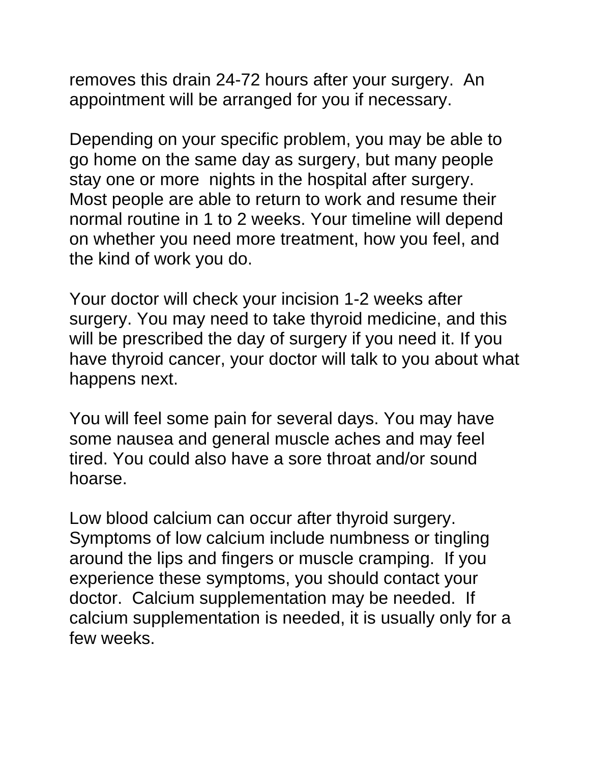removes this drain 24-72 hours after your surgery. An appointment will be arranged for you if necessary.

Depending on your specific problem, you may be able to go home on the same day as surgery, but many people stay one or more nights in the hospital after surgery. Most people are able to return to work and resume their normal routine in 1 to 2 weeks. Your timeline will depend on whether you need more treatment, how you feel, and the kind of work you do.

Your doctor will check your incision 1-2 weeks after surgery. You may need to take thyroid medicine, and this will be prescribed the day of surgery if you need it. If you have thyroid cancer, your doctor will talk to you about what happens next.

You will feel some pain for several days. You may have some nausea and general muscle aches and may feel tired. You could also have a sore throat and/or sound hoarse.

Low blood calcium can occur after thyroid surgery. Symptoms of low calcium include numbness or tingling around the lips and fingers or muscle cramping. If you experience these symptoms, you should contact your doctor. Calcium supplementation may be needed. If calcium supplementation is needed, it is usually only for a few weeks.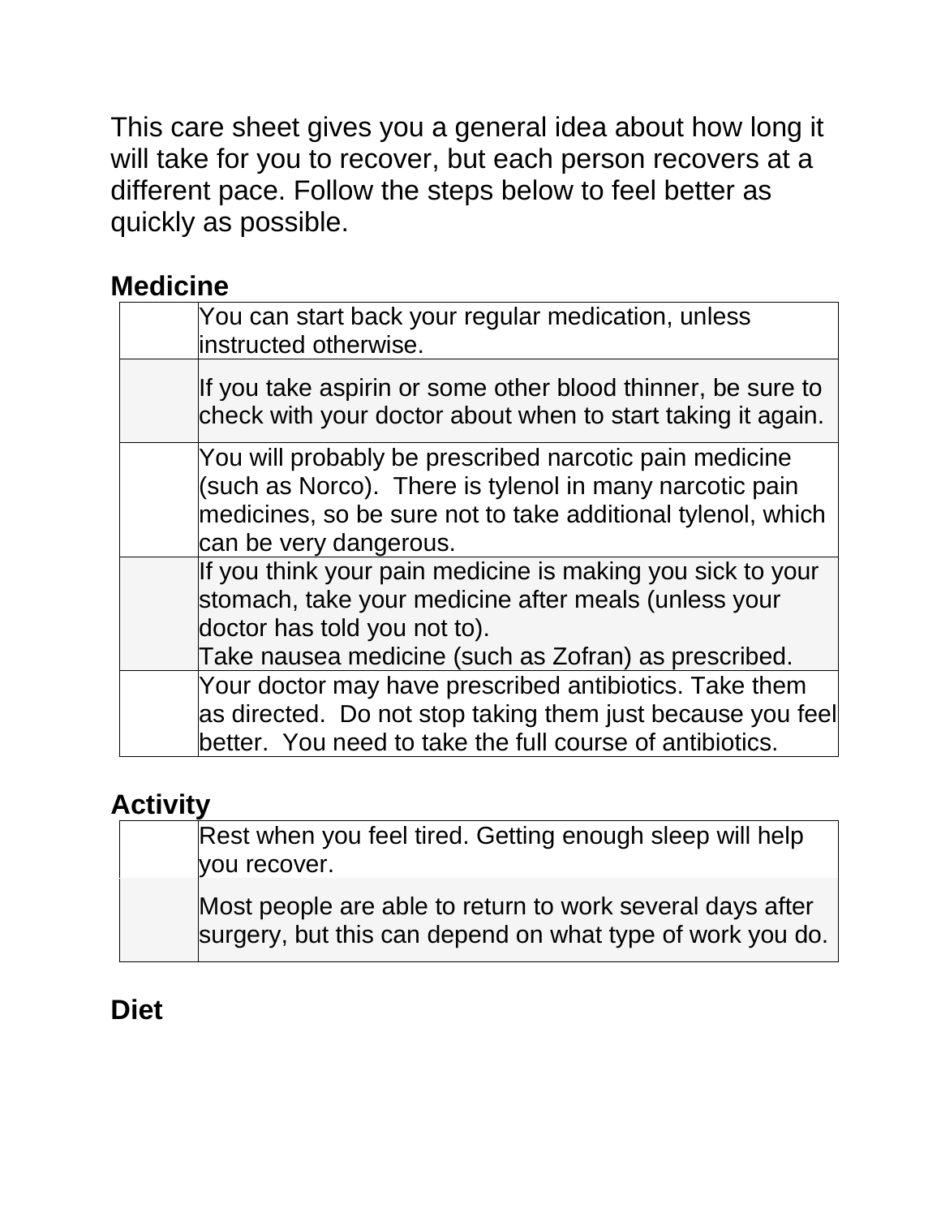This care sheet gives you a general idea about how long it will take for you to recover, but each person recovers at a different pace. Follow the steps below to feel better as quickly as possible.

## Medicine

| | |
|---|---|
| | You can start back your regular medication, unless instructed otherwise. |
| | If you take aspirin or some other blood thinner, be sure to check with your doctor about when to start taking it again. |
| | You will probably be prescribed narcotic pain medicine (such as Norco). There is tylenol in many narcotic pain medicines, so be sure not to take additional tylenol, which can be very dangerous. |
| | If you think your pain medicine is making you sick to your stomach, take your medicine after meals (unless your doctor has told you not to).<br>Take nausea medicine (such as Zofran) as prescribed. |
| | Your doctor may have prescribed antibiotics. Take them as directed. Do not stop taking them just because you feel better. You need to take the full course of antibiotics. |

## Activity

| | |
|---|---|
| | Rest when you feel tired. Getting enough sleep will help you recover. |
| | Most people are able to return to work several days after surgery, but this can depend on what type of work you do. |

## Diet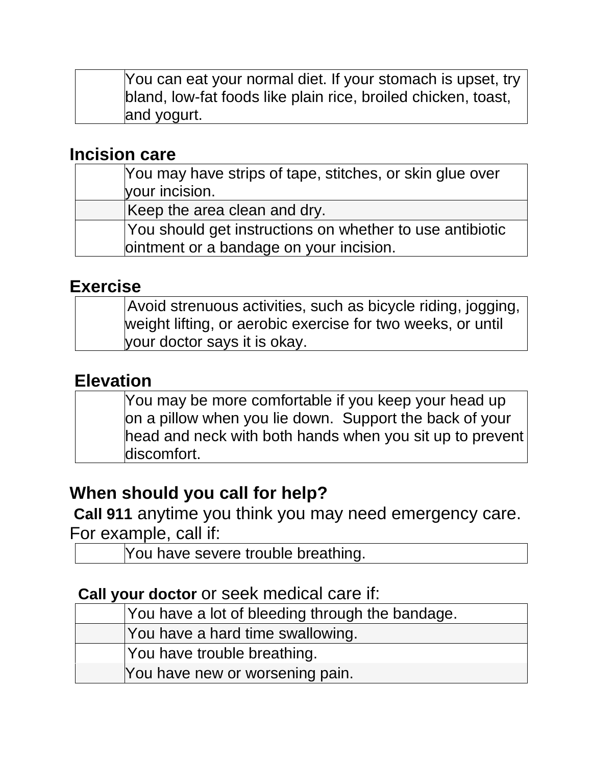| | |
|---|---|
| | You can eat your normal diet. If your stomach is upset, try bland, low-fat foods like plain rice, broiled chicken, toast, and yogurt. |

## Incision care

| | |
|---|---|
| | You may have strips of tape, stitches, or skin glue over your incision. |
| | Keep the area clean and dry. |
| | You should get instructions on whether to use antibiotic ointment or a bandage on your incision. |

## Exercise

| | |
|---|---|
| | Avoid strenuous activities, such as bicycle riding, jogging, weight lifting, or aerobic exercise for two weeks, or until your doctor says it is okay. |

## Elevation

| | |
|---|---|
| | You may be more comfortable if you keep your head up on a pillow when you lie down. Support the back of your head and neck with both hands when you sit up to prevent discomfort. |

## When should you call for help?

**Call 911** anytime you think you may need emergency care. For example, call if:

| | |
|---|---|
| | You have severe trouble breathing. |

**Call your doctor** or seek medical care if:

| | |
|---|---|
| | You have a lot of bleeding through the bandage. |
| | You have a hard time swallowing. |
| | You have trouble breathing. |
| | You have new or worsening pain. |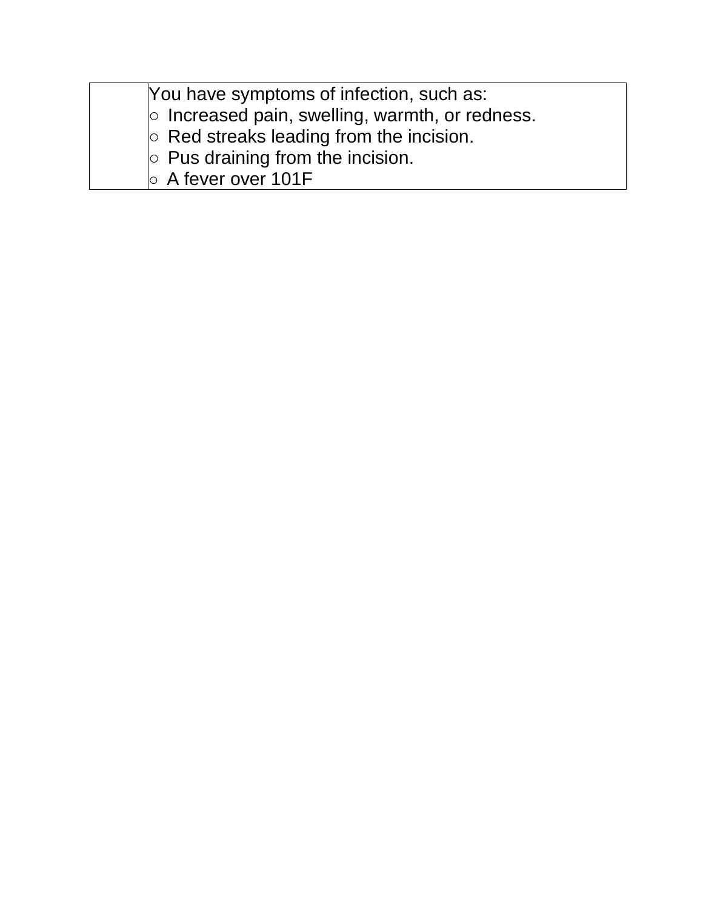| | |
|---|---|
| | You have symptoms of infection, such as:<br>○ Increased pain, swelling, warmth, or redness.<br>○ Red streaks leading from the incision.<br>○ Pus draining from the incision.<br>○ A fever over 101F |